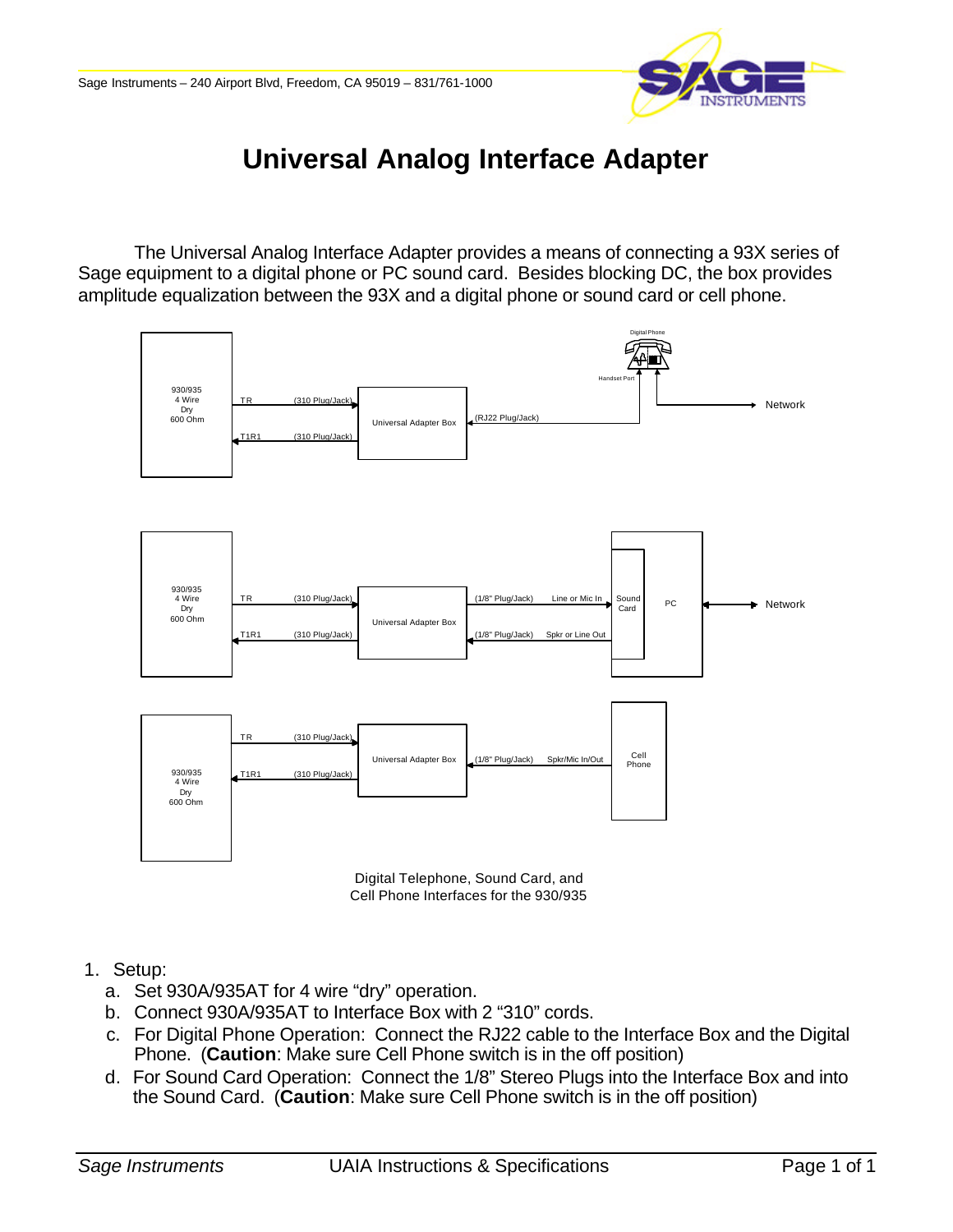# Universal Analog Interface Adapter

The Universal Analog Interface Adapter provides a means of connecting a 93X series of Sage equipment to a digital phone or PC sound card. Besides blocking DC, the box provides amplitude equalization between the 93X and a digital phone or sound card or cell phone.

Digital Telephone, Sound Card, and
Cell Phone Interfaces for the 930/935

1. Setup:
   a. Set 930A/935AT for 4 wire “dry” operation.
   b. Connect 930A/935AT to Interface Box with 2 “310” cords.
   c. For Digital Phone Operation: Connect the RJ22 cable to the Interface Box and the Digital Phone. (**Caution**: Make sure Cell Phone switch is in the off position)
   d. For Sound Card Operation: Connect the 1/8” Stereo Plugs into the Interface Box and into the Sound Card. (**Caution**: Make sure Cell Phone switch is in the off position)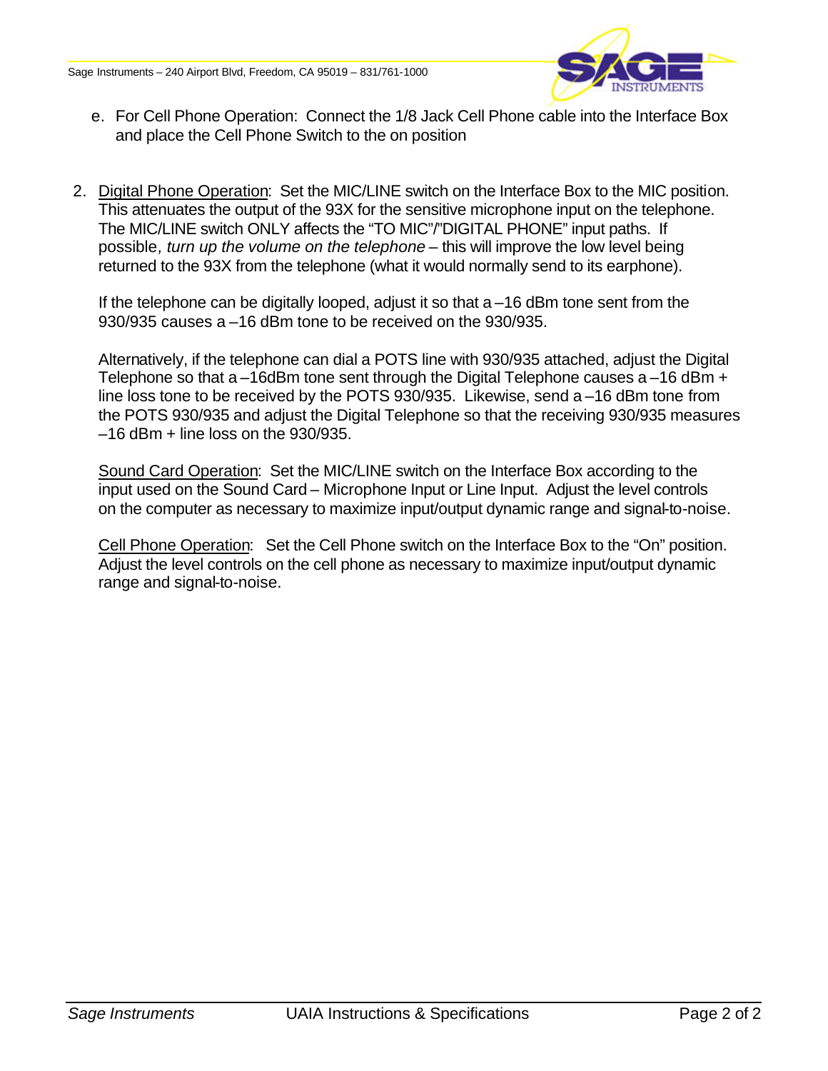e. For Cell Phone Operation: Connect the 1/8 Jack Cell Phone cable into the Interface Box and place the Cell Phone Switch to the on position

2. <u>Digital Phone Operation</u>: Set the MIC/LINE switch on the Interface Box to the MIC position. This attenuates the output of the 93X for the sensitive microphone input on the telephone. The MIC/LINE switch ONLY affects the "TO MIC"/"DIGITAL PHONE" input paths. If possible, *turn up the volume on the telephone* – this will improve the low level being returned to the 93X from the telephone (what it would normally send to its earphone).

   If the telephone can be digitally looped, adjust it so that a –16 dBm tone sent from the 930/935 causes a –16 dBm tone to be received on the 930/935.

   Alternatively, if the telephone can dial a POTS line with 930/935 attached, adjust the Digital Telephone so that a –16dBm tone sent through the Digital Telephone causes a –16 dBm + line loss tone to be received by the POTS 930/935. Likewise, send a –16 dBm tone from the POTS 930/935 and adjust the Digital Telephone so that the receiving 930/935 measures –16 dBm + line loss on the 930/935.

   <u>Sound Card Operation</u>: Set the MIC/LINE switch on the Interface Box according to the input used on the Sound Card – Microphone Input or Line Input. Adjust the level controls on the computer as necessary to maximize input/output dynamic range and signal-to-noise.

   <u>Cell Phone Operation</u>: Set the Cell Phone switch on the Interface Box to the "On" position. Adjust the level controls on the cell phone as necessary to maximize input/output dynamic range and signal-to-noise.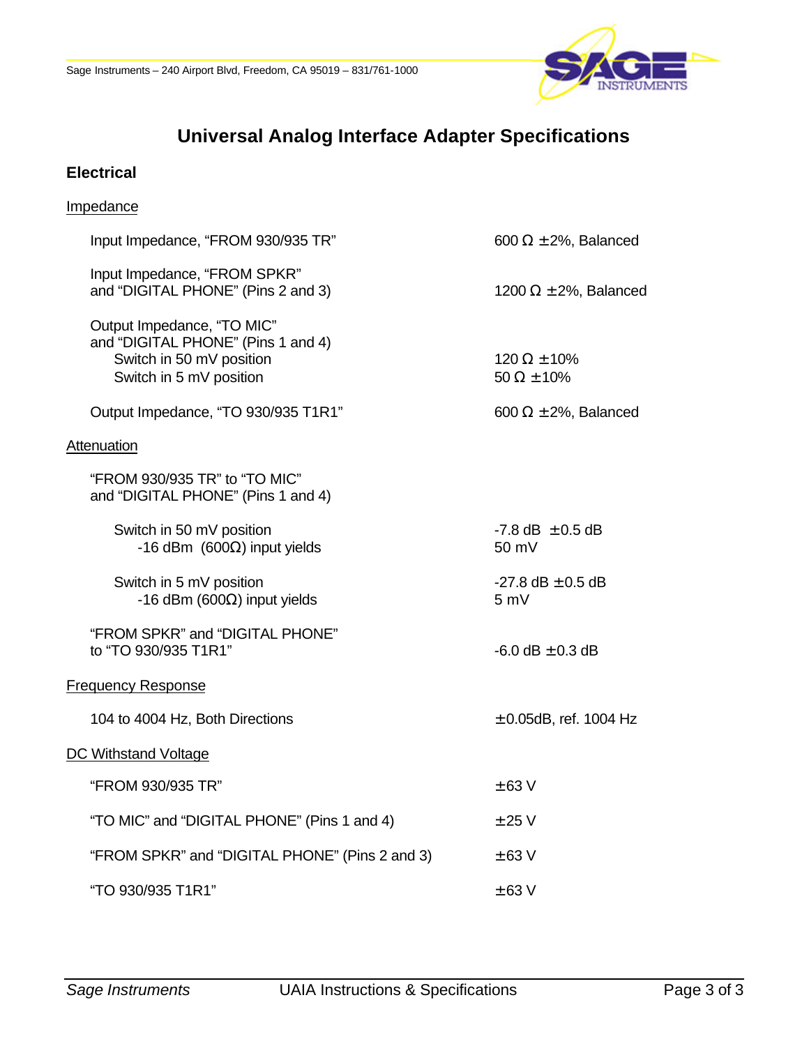# Universal Analog Interface Adapter Specifications

## Electrical

### Impedance

| | |
|---|---|
| Input Impedance, "FROM 930/935 TR" | 600 Ω ±2%, Balanced |
| Input Impedance, "FROM SPKR" and "DIGITAL PHONE" (Pins 2 and 3) | 1200 Ω ±2%, Balanced |
| Output Impedance, "TO MIC" and "DIGITAL PHONE" (Pins 1 and 4) | |
| Switch in 50 mV position | 120 Ω ±10% |
| Switch in 5 mV position | 50 Ω ±10% |
| Output Impedance, "TO 930/935 T1R1" | 600 Ω ±2%, Balanced |

### Attenuation

| | |
|---|---|
| "FROM 930/935 TR" to "TO MIC" and "DIGITAL PHONE" (Pins 1 and 4) | |
| Switch in 50 mV position | -7.8 dB ±0.5 dB |
| -16 dBm (600Ω) input yields | 50 mV |
| Switch in 5 mV position | -27.8 dB ±0.5 dB |
| -16 dBm (600Ω) input yields | 5 mV |
| "FROM SPKR" and "DIGITAL PHONE" to "TO 930/935 T1R1" | -6.0 dB ±0.3 dB |

### Frequency Response

| | |
|---|---|
| 104 to 4004 Hz, Both Directions | ±0.05dB, ref. 1004 Hz |

### DC Withstand Voltage

| | |
|---|---|
| "FROM 930/935 TR" | ±63 V |
| "TO MIC" and "DIGITAL PHONE" (Pins 1 and 4) | ±25 V |
| "FROM SPKR" and "DIGITAL PHONE" (Pins 2 and 3) | ±63 V |
| "TO 930/935 T1R1" | ±63 V |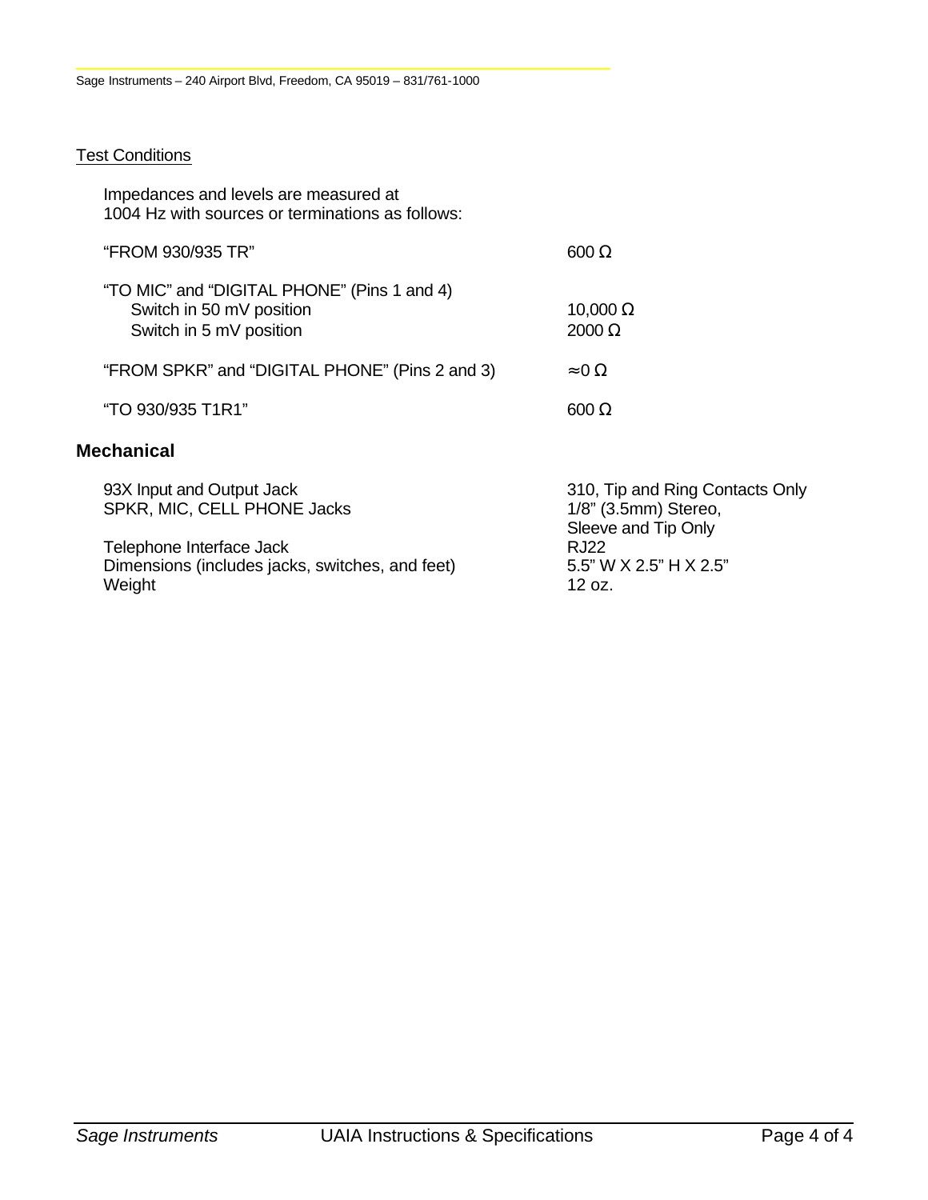Test Conditions

Impedances and levels are measured at 1004 Hz with sources or terminations as follows:

| | |
|---|---|
| "FROM 930/935 TR" | 600 Ω |
| "TO MIC" and "DIGITAL PHONE" (Pins 1 and 4) | |
| Switch in 50 mV position | 10,000 Ω |
| Switch in 5 mV position | 2000 Ω |
| "FROM SPKR" and "DIGITAL PHONE" (Pins 2 and 3) | ≈0 Ω |
| "TO 930/935 T1R1" | 600 Ω |

## Mechanical

| | |
|---|---|
| 93X Input and Output Jack | 310, Tip and Ring Contacts Only |
| SPKR, MIC, CELL PHONE Jacks | 1/8" (3.5mm) Stereo, Sleeve and Tip Only |
| Telephone Interface Jack | RJ22 |
| Dimensions (includes jacks, switches, and feet) | 5.5" W X 2.5" H X 2.5" |
| Weight | 12 oz. |